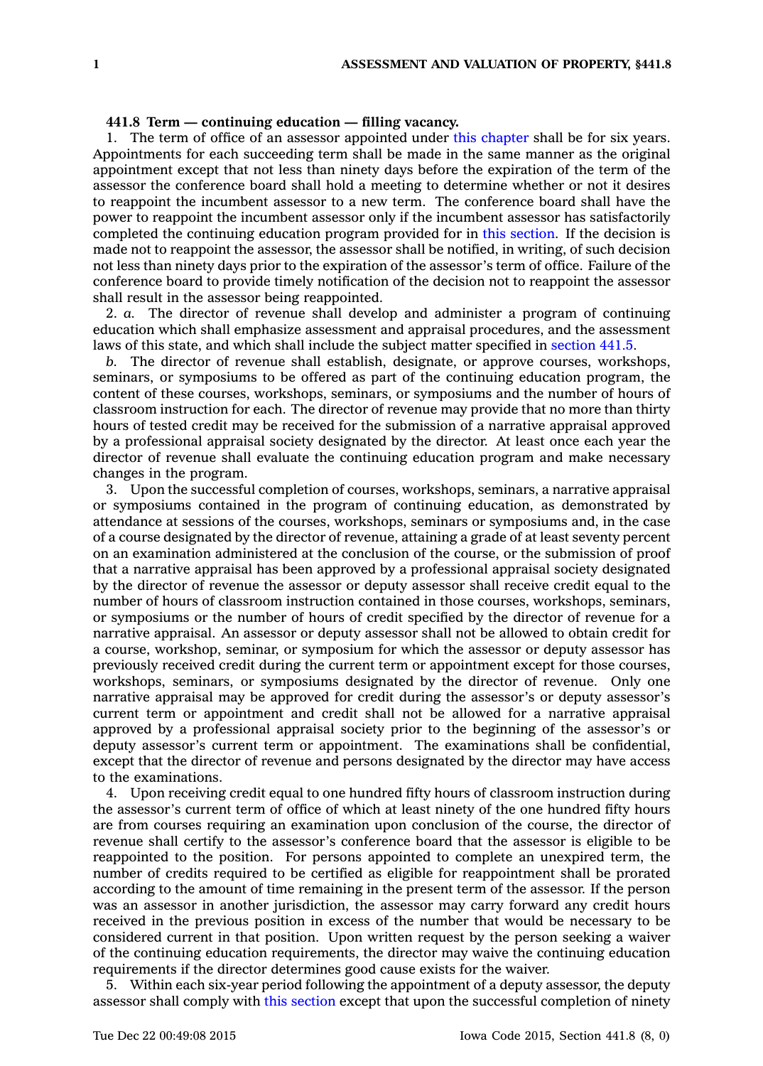**441.8 Term — continuing education — filling vacancy.**

1. The term of office of an assessor appointed under this chapter shall be for six years. Appointments for each succeeding term shall be made in the same manner as the original appointment except that not less than ninety days before the expiration of the term of the assessor the conference board shall hold a meeting to determine whether or not it desires to reappoint the incumbent assessor to a new term. The conference board shall have the power to reappoint the incumbent assessor only if the incumbent assessor has satisfactorily completed the continuing education program provided for in this section. If the decision is made not to reappoint the assessor, the assessor shall be notified, in writing, of such decision not less than ninety days prior to the expiration of the assessor's term of office. Failure of the conference board to provide timely notification of the decision not to reappoint the assessor shall result in the assessor being reappointed.

2. *a.* The director of revenue shall develop and administer a program of continuing education which shall emphasize assessment and appraisal procedures, and the assessment laws of this state, and which shall include the subject matter specified in section 441.5.

*b.* The director of revenue shall establish, designate, or approve courses, workshops, seminars, or symposiums to be offered as part of the continuing education program, the content of these courses, workshops, seminars, or symposiums and the number of hours of classroom instruction for each. The director of revenue may provide that no more than thirty hours of tested credit may be received for the submission of a narrative appraisal approved by a professional appraisal society designated by the director. At least once each year the director of revenue shall evaluate the continuing education program and make necessary changes in the program.

3. Upon the successful completion of courses, workshops, seminars, a narrative appraisal or symposiums contained in the program of continuing education, as demonstrated by attendance at sessions of the courses, workshops, seminars or symposiums and, in the case of a course designated by the director of revenue, attaining a grade of at least seventy percent on an examination administered at the conclusion of the course, or the submission of proof that a narrative appraisal has been approved by a professional appraisal society designated by the director of revenue the assessor or deputy assessor shall receive credit equal to the number of hours of classroom instruction contained in those courses, workshops, seminars, or symposiums or the number of hours of credit specified by the director of revenue for a narrative appraisal. An assessor or deputy assessor shall not be allowed to obtain credit for a course, workshop, seminar, or symposium for which the assessor or deputy assessor has previously received credit during the current term or appointment except for those courses, workshops, seminars, or symposiums designated by the director of revenue. Only one narrative appraisal may be approved for credit during the assessor's or deputy assessor's current term or appointment and credit shall not be allowed for a narrative appraisal approved by a professional appraisal society prior to the beginning of the assessor's or deputy assessor's current term or appointment. The examinations shall be confidential, except that the director of revenue and persons designated by the director may have access to the examinations.

4. Upon receiving credit equal to one hundred fifty hours of classroom instruction during the assessor's current term of office of which at least ninety of the one hundred fifty hours are from courses requiring an examination upon conclusion of the course, the director of revenue shall certify to the assessor's conference board that the assessor is eligible to be reappointed to the position. For persons appointed to complete an unexpired term, the number of credits required to be certified as eligible for reappointment shall be prorated according to the amount of time remaining in the present term of the assessor. If the person was an assessor in another jurisdiction, the assessor may carry forward any credit hours received in the previous position in excess of the number that would be necessary to be considered current in that position. Upon written request by the person seeking a waiver of the continuing education requirements, the director may waive the continuing education requirements if the director determines good cause exists for the waiver.

5. Within each six-year period following the appointment of a deputy assessor, the deputy assessor shall comply with this section except that upon the successful completion of ninety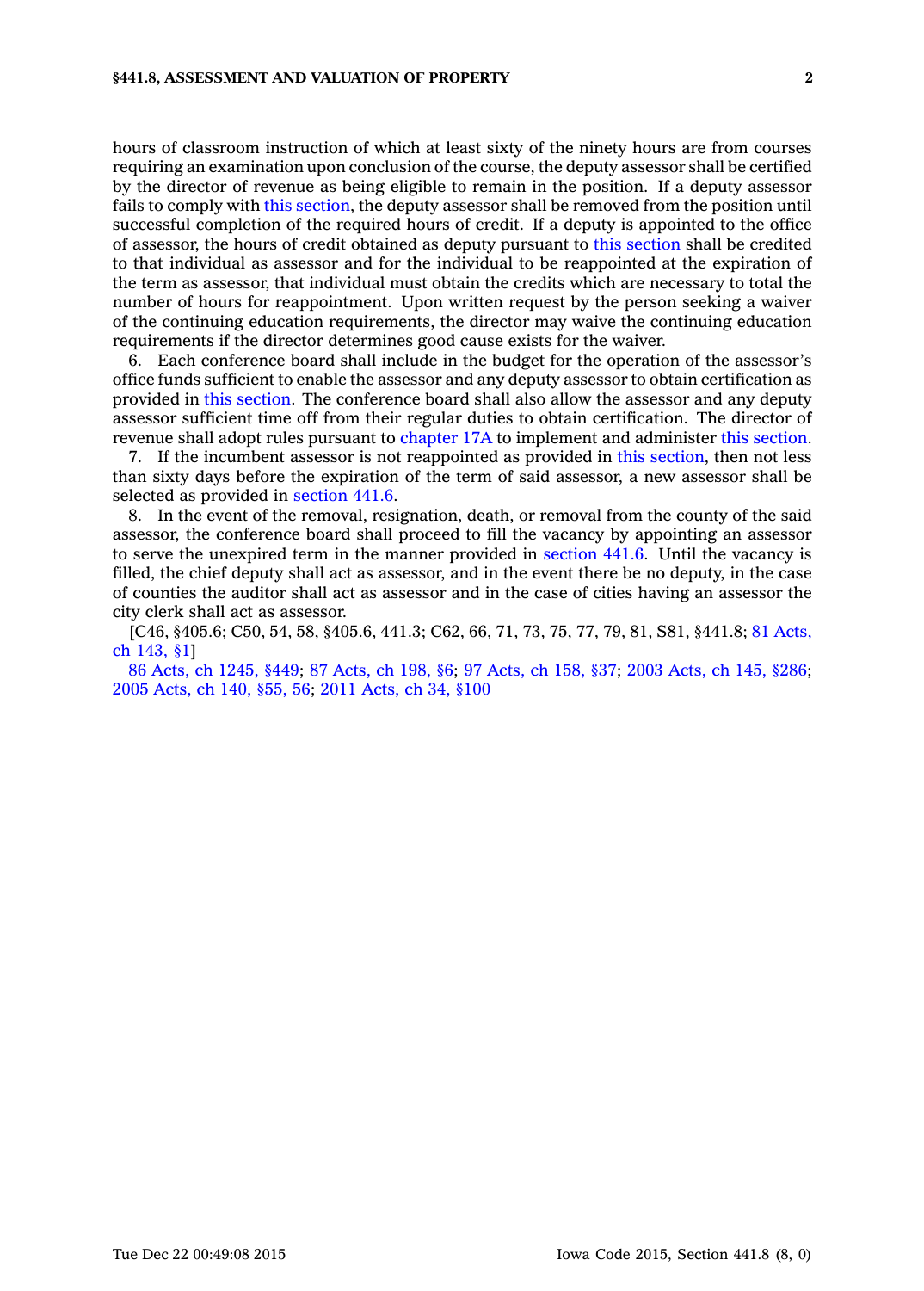hours of classroom instruction of which at least sixty of the ninety hours are from courses requiring an examination upon conclusion of the course, the deputy assessor shall be certified by the director of revenue as being eligible to remain in the position. If a deputy assessor fails to comply with this section, the deputy assessor shall be removed from the position until successful completion of the required hours of credit. If a deputy is appointed to the office of assessor, the hours of credit obtained as deputy pursuant to this section shall be credited to that individual as assessor and for the individual to be reappointed at the expiration of the term as assessor, that individual must obtain the credits which are necessary to total the number of hours for reappointment. Upon written request by the person seeking a waiver of the continuing education requirements, the director may waive the continuing education requirements if the director determines good cause exists for the waiver.

6. Each conference board shall include in the budget for the operation of the assessor's office funds sufficient to enable the assessor and any deputy assessor to obtain certification as provided in this section. The conference board shall also allow the assessor and any deputy assessor sufficient time off from their regular duties to obtain certification. The director of revenue shall adopt rules pursuant to chapter 17A to implement and administer this section.

7. If the incumbent assessor is not reappointed as provided in this section, then not less than sixty days before the expiration of the term of said assessor, a new assessor shall be selected as provided in section 441.6.

8. In the event of the removal, resignation, death, or removal from the county of the said assessor, the conference board shall proceed to fill the vacancy by appointing an assessor to serve the unexpired term in the manner provided in section 441.6. Until the vacancy is filled, the chief deputy shall act as assessor, and in the event there be no deputy, in the case of counties the auditor shall act as assessor and in the case of cities having an assessor the city clerk shall act as assessor.

[C46, §405.6; C50, 54, 58, §405.6, 441.3; C62, 66, 71, 73, 75, 77, 79, 81, S81, §441.8; 81 Acts, ch 143, §1]

86 Acts, ch 1245, §449; 87 Acts, ch 198, §6; 97 Acts, ch 158, §37; 2003 Acts, ch 145, §286; 2005 Acts, ch 140, §55, 56; 2011 Acts, ch 34, §100